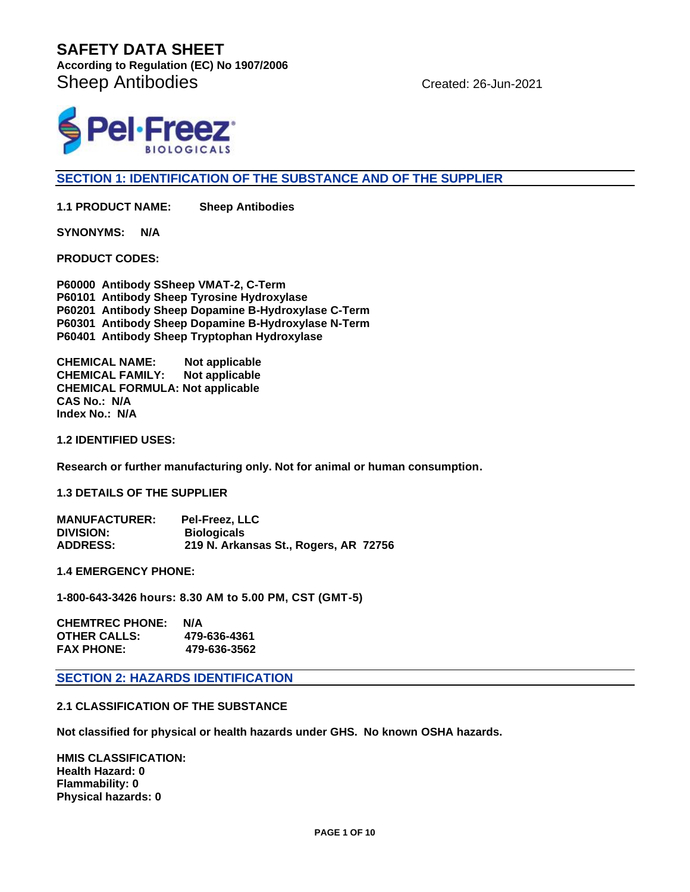# SAFETY DATA SHEET

**According to Regulation (EC) No 1907/2006**

Sheep Antibodies

Created: 26-Jun-2021

Pel·Freez BIOLOGICALS

## SECTION 1: IDENTIFICATION OF THE SUBSTANCE AND OF THE SUPPLIER

**1.1 PRODUCT NAME:** **Sheep Antibodies**

**SYNONYMS:** **N/A**

**PRODUCT CODES:**

**P60000 Antibody SSheep VMAT-2, C-Term**
**P60101 Antibody Sheep Tyrosine Hydroxylase**
**P60201 Antibody Sheep Dopamine B-Hydroxylase C-Term**
**P60301 Antibody Sheep Dopamine B-Hydroxylase N-Term**
**P60401 Antibody Sheep Tryptophan Hydroxylase**

**CHEMICAL NAME:** **Not applicable**
**CHEMICAL FAMILY:** **Not applicable**
**CHEMICAL FORMULA:** **Not applicable**
**CAS No.:** **N/A**
**Index No.:** **N/A**

**1.2 IDENTIFIED USES:**

**Research or further manufacturing only. Not for animal or human consumption.**

**1.3 DETAILS OF THE SUPPLIER**

**MANUFACTURER:** **Pel-Freez, LLC**
**DIVISION:** **Biologicals**
**ADDRESS:** **219 N. Arkansas St., Rogers, AR 72756**

**1.4 EMERGENCY PHONE:**

**1-800-643-3426 hours: 8.30 AM to 5.00 PM, CST (GMT-5)**

**CHEMTREC PHONE:** **N/A**
**OTHER CALLS:** **479-636-4361**
**FAX PHONE:** **479-636-3562**

## SECTION 2: HAZARDS IDENTIFICATION

**2.1 CLASSIFICATION OF THE SUBSTANCE**

**Not classified for physical or health hazards under GHS. No known OSHA hazards.**

**HMIS CLASSIFICATION:**
**Health Hazard: 0**
**Flammability: 0**
**Physical hazards: 0**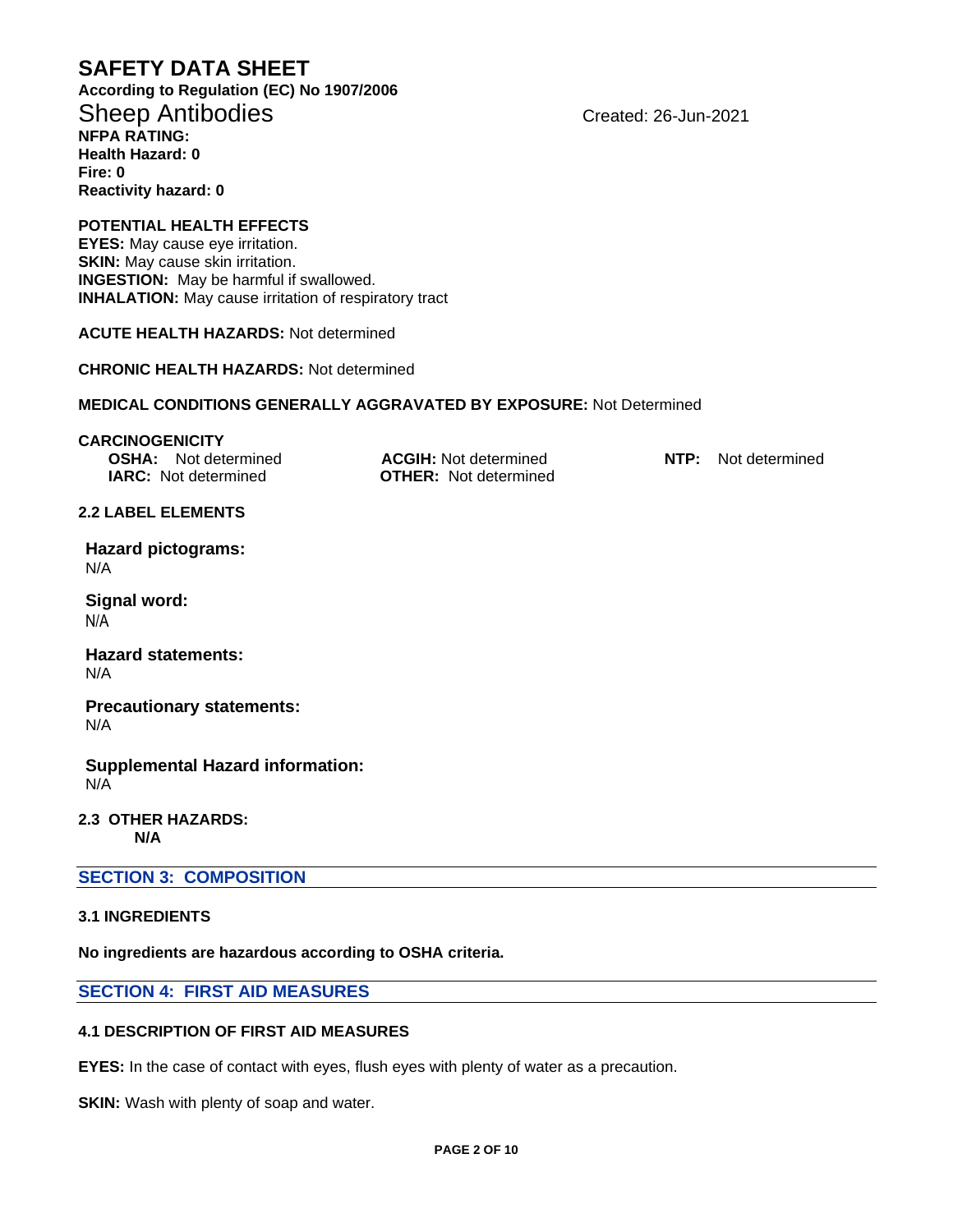# SAFETY DATA SHEET

**According to Regulation (EC) No 1907/2006**

Sheep Antibodies

Created: 26-Jun-2021

**NFPA RATING:**
**Health Hazard: 0**
**Fire: 0**
**Reactivity hazard: 0**

**POTENTIAL HEALTH EFFECTS**
**EYES:** May cause eye irritation.
**SKIN:** May cause skin irritation.
**INGESTION:** May be harmful if swallowed.
**INHALATION:** May cause irritation of respiratory tract

**ACUTE HEALTH HAZARDS:** Not determined

**CHRONIC HEALTH HAZARDS:** Not determined

**MEDICAL CONDITIONS GENERALLY AGGRAVATED BY EXPOSURE:** Not Determined

**CARCINOGENICITY**

**OSHA:** Not determined
**ACGIH:** Not determined
**NTP:** Not determined
**IARC:** Not determined
**OTHER:** Not determined

**2.2 LABEL ELEMENTS**

**Hazard pictograms:**
N/A

**Signal word:**
N/A

**Hazard statements:**
N/A

**Precautionary statements:**
N/A

**Supplemental Hazard information:**
N/A

**2.3 OTHER HAZARDS:**
**N/A**

## SECTION 3: COMPOSITION

**3.1 INGREDIENTS**

**No ingredients are hazardous according to OSHA criteria.**

## SECTION 4: FIRST AID MEASURES

**4.1 DESCRIPTION OF FIRST AID MEASURES**

**EYES:** In the case of contact with eyes, flush eyes with plenty of water as a precaution.

**SKIN:** Wash with plenty of soap and water.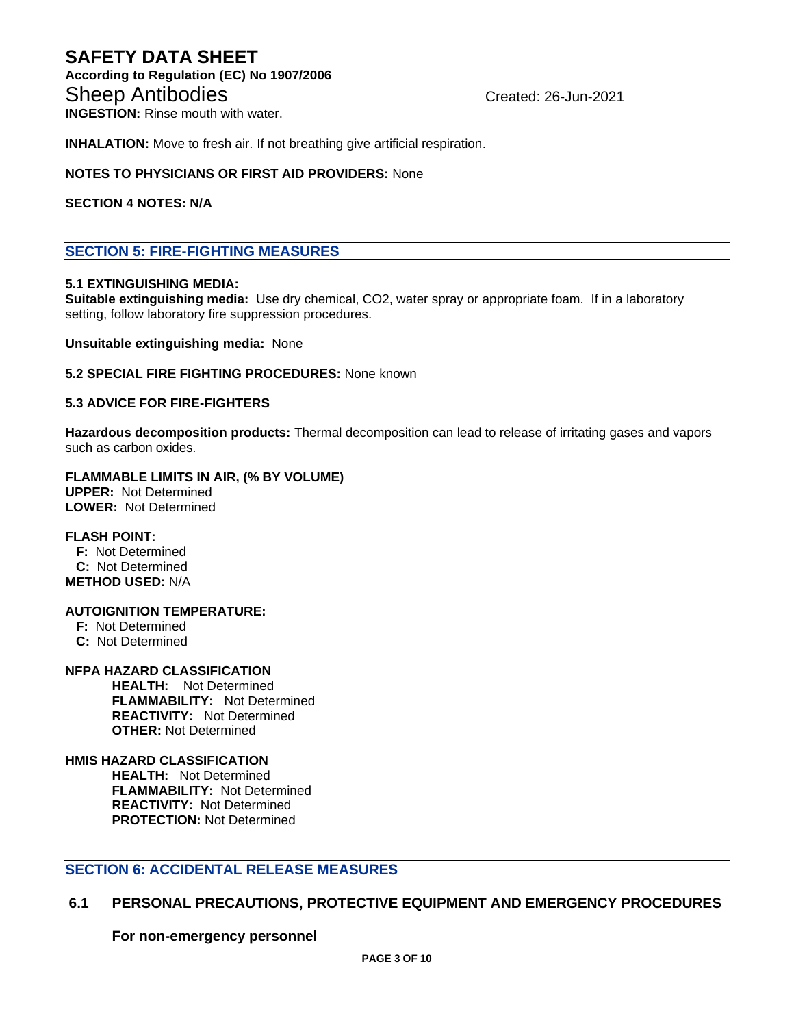**INGESTION:** Rinse mouth with water.

**INHALATION:** Move to fresh air. If not breathing give artificial respiration.

**NOTES TO PHYSICIANS OR FIRST AID PROVIDERS:** None

**SECTION 4 NOTES: N/A**

## SECTION 5: FIRE-FIGHTING MEASURES

**5.1 EXTINGUISHING MEDIA:**
**Suitable extinguishing media:** Use dry chemical, $CO_2$, water spray or appropriate foam. If in a laboratory setting, follow laboratory fire suppression procedures.

**Unsuitable extinguishing media:** None

**5.2 SPECIAL FIRE FIGHTING PROCEDURES:** None known

**5.3 ADVICE FOR FIRE-FIGHTERS**

**Hazardous decomposition products:** Thermal decomposition can lead to release of irritating gases and vapors such as carbon oxides.

**FLAMMABLE LIMITS IN AIR, (% BY VOLUME)**
**UPPER:** Not Determined
**LOWER:** Not Determined

**FLASH POINT:**
**F:** Not Determined
**C:** Not Determined
**METHOD USED:** N/A

**AUTOIGNITION TEMPERATURE:**
**F:** Not Determined
**C:** Not Determined

**NFPA HAZARD CLASSIFICATION**
**HEALTH:** Not Determined
**FLAMMABILITY:** Not Determined
**REACTIVITY:** Not Determined
**OTHER:** Not Determined

**HMIS HAZARD CLASSIFICATION**
**HEALTH:** Not Determined
**FLAMMABILITY:** Not Determined
**REACTIVITY:** Not Determined
**PROTECTION:** Not Determined

## SECTION 6: ACCIDENTAL RELEASE MEASURES

### 6.1 PERSONAL PRECAUTIONS, PROTECTIVE EQUIPMENT AND EMERGENCY PROCEDURES

**For non-emergency personnel**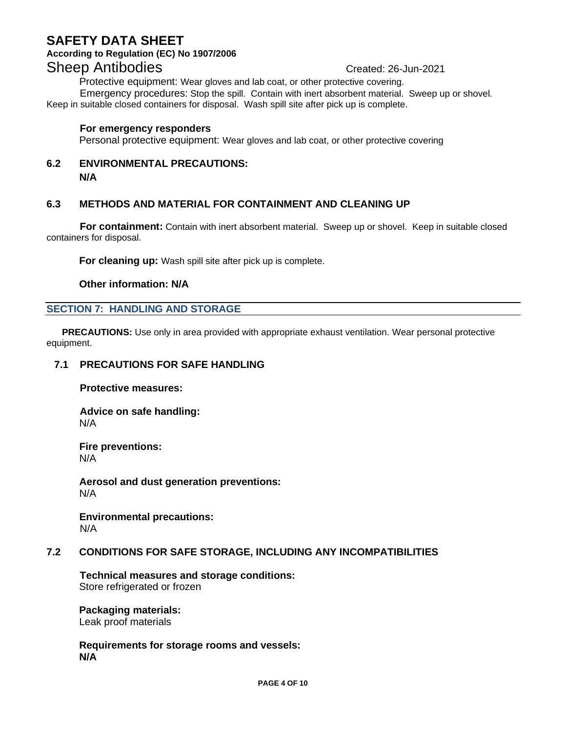Protective equipment: Wear gloves and lab coat, or other protective covering.

Emergency procedures: Stop the spill. Contain with inert absorbent material. Sweep up or shovel. Keep in suitable closed containers for disposal. Wash spill site after pick up is complete.

**For emergency responders**

Personal protective equipment: Wear gloves and lab coat, or other protective covering

### 6.2 ENVIRONMENTAL PRECAUTIONS:

**N/A**

### 6.3 METHODS AND MATERIAL FOR CONTAINMENT AND CLEANING UP

**For containment:** Contain with inert absorbent material. Sweep up or shovel. Keep in suitable closed containers for disposal.

**For cleaning up:** Wash spill site after pick up is complete.

**Other information: N/A**

## SECTION 7: HANDLING AND STORAGE

**PRECAUTIONS:** Use only in area provided with appropriate exhaust ventilation. Wear personal protective equipment.

### 7.1 PRECAUTIONS FOR SAFE HANDLING

**Protective measures:**

**Advice on safe handling:**
N/A

**Fire preventions:**
N/A

**Aerosol and dust generation preventions:**
N/A

**Environmental precautions:**
N/A

### 7.2 CONDITIONS FOR SAFE STORAGE, INCLUDING ANY INCOMPATIBILITIES

**Technical measures and storage conditions:**
Store refrigerated or frozen

**Packaging materials:**
Leak proof materials

**Requirements for storage rooms and vessels:**
**N/A**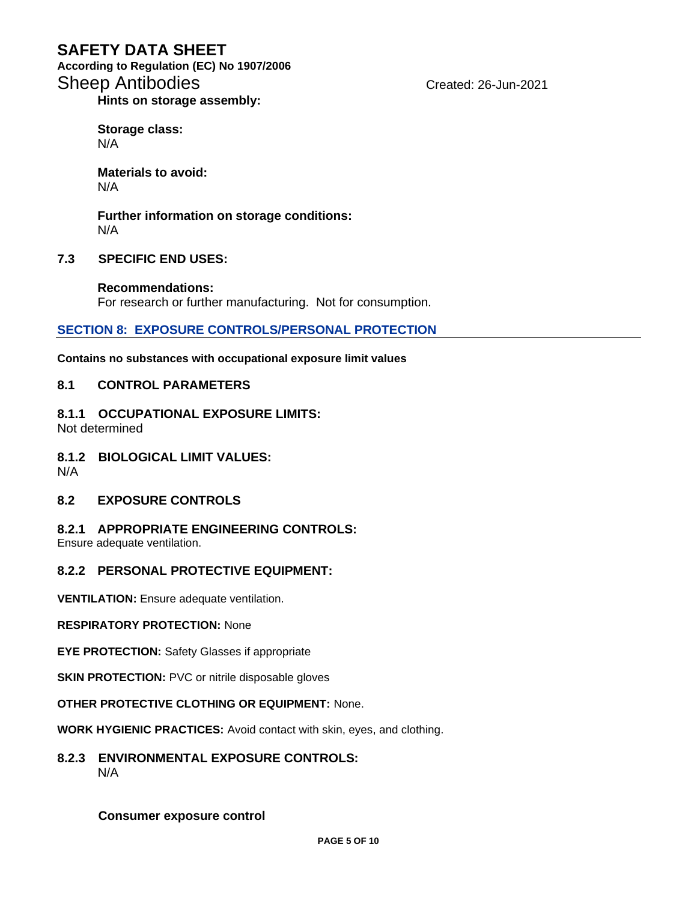**Hints on storage assembly:**

**Storage class:**
N/A

**Materials to avoid:**
N/A

**Further information on storage conditions:**
N/A

### 7.3 SPECIFIC END USES:

**Recommendations:**
For research or further manufacturing. Not for consumption.

## SECTION 8: EXPOSURE CONTROLS/PERSONAL PROTECTION

**Contains no substances with occupational exposure limit values**

### 8.1 CONTROL PARAMETERS

### 8.1.1 OCCUPATIONAL EXPOSURE LIMITS:

Not determined

### 8.1.2 BIOLOGICAL LIMIT VALUES:

N/A

### 8.2 EXPOSURE CONTROLS

### 8.2.1 APPROPRIATE ENGINEERING CONTROLS:

Ensure adequate ventilation.

### 8.2.2 PERSONAL PROTECTIVE EQUIPMENT:

**VENTILATION:** Ensure adequate ventilation.

**RESPIRATORY PROTECTION:** None

**EYE PROTECTION:** Safety Glasses if appropriate

**SKIN PROTECTION:** PVC or nitrile disposable gloves

**OTHER PROTECTIVE CLOTHING OR EQUIPMENT:** None.

**WORK HYGIENIC PRACTICES:** Avoid contact with skin, eyes, and clothing.

### 8.2.3 ENVIRONMENTAL EXPOSURE CONTROLS:

N/A

**Consumer exposure control**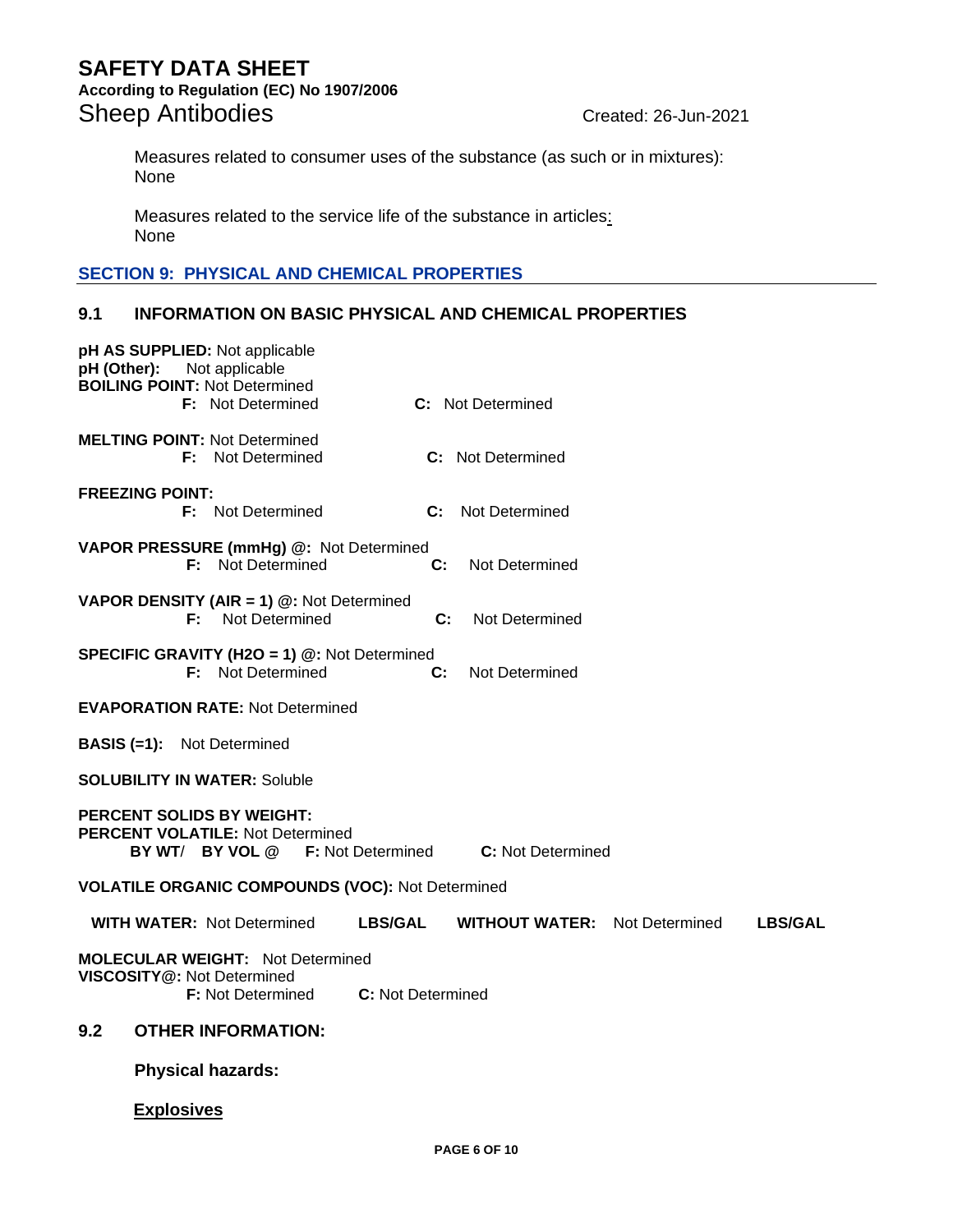Measures related to consumer uses of the substance (as such or in mixtures):
None

Measures related to the service life of the substance in articles:
None

## SECTION 9: PHYSICAL AND CHEMICAL PROPERTIES

### 9.1 INFORMATION ON BASIC PHYSICAL AND CHEMICAL PROPERTIES

**pH AS SUPPLIED:** Not applicable
**pH (Other):** Not applicable
**BOILING POINT:** Not Determined
**F:** Not Determined **C:** Not Determined

**MELTING POINT:** Not Determined
**F:** Not Determined **C:** Not Determined

**FREEZING POINT:**
**F:** Not Determined **C:** Not Determined

**VAPOR PRESSURE (mmHg) @:** Not Determined
**F:** Not Determined **C:** Not Determined

**VAPOR DENSITY (AIR = 1) @:** Not Determined
**F:** Not Determined **C:** Not Determined

**SPECIFIC GRAVITY (H2O = 1) @:** Not Determined
**F:** Not Determined **C:** Not Determined

**EVAPORATION RATE:** Not Determined

**BASIS (=1):** Not Determined

**SOLUBILITY IN WATER:** Soluble

**PERCENT SOLIDS BY WEIGHT:**
**PERCENT VOLATILE:** Not Determined
**BY WT**/ **BY VOL @** **F:** Not Determined **C:** Not Determined

**VOLATILE ORGANIC COMPOUNDS (VOC):** Not Determined

**WITH WATER:** Not Determined **LBS/GAL** **WITHOUT WATER:** Not Determined **LBS/GAL**

**MOLECULAR WEIGHT:** Not Determined
**VISCOSITY@:** Not Determined
**F:** Not Determined **C:** Not Determined

### 9.2 OTHER INFORMATION:

**Physical hazards:**

**Explosives**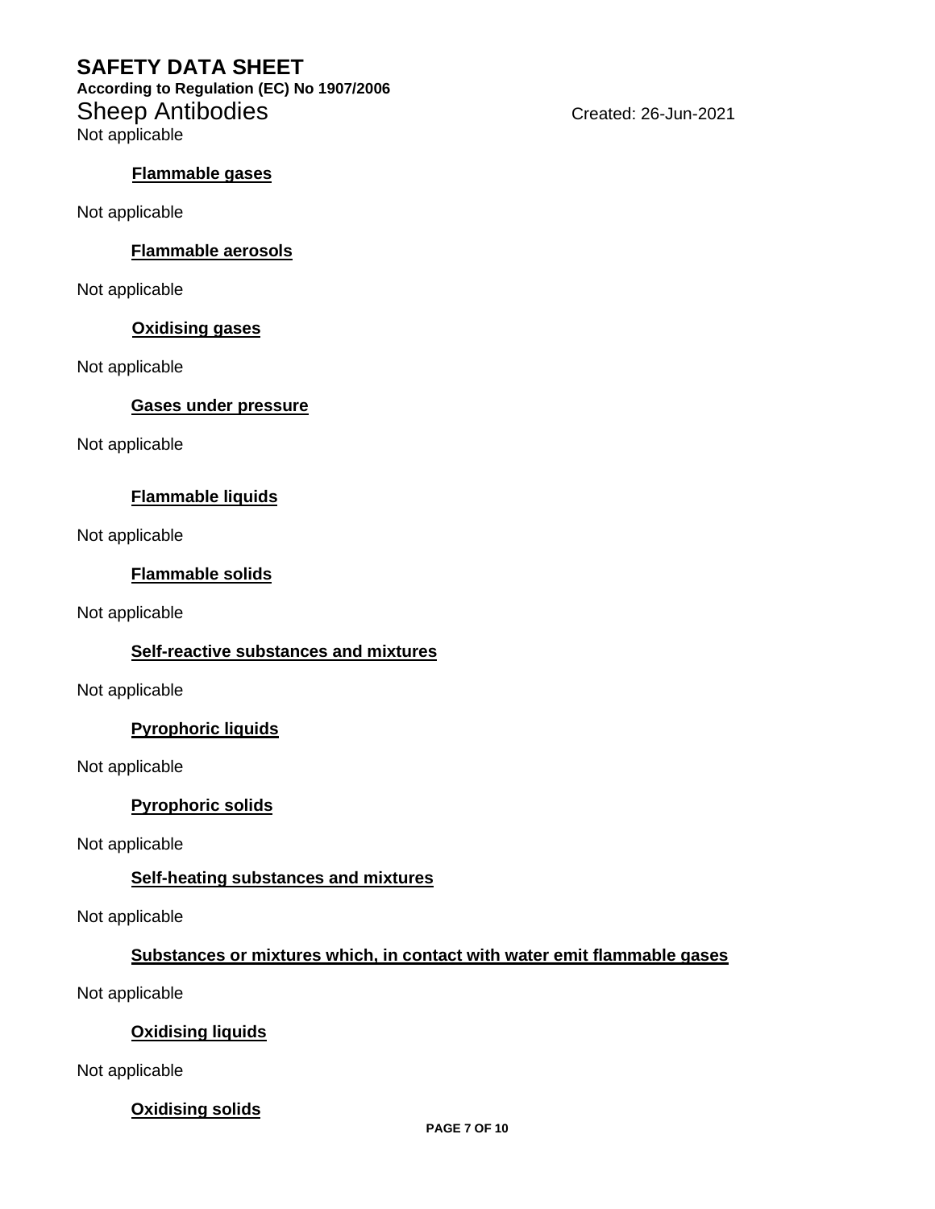Not applicable

**Flammable gases**

Not applicable

**Flammable aerosols**

Not applicable

**Oxidising gases**

Not applicable

**Gases under pressure**

Not applicable

**Flammable liquids**

Not applicable

**Flammable solids**

Not applicable

**Self-reactive substances and mixtures**

Not applicable

**Pyrophoric liquids**

Not applicable

**Pyrophoric solids**

Not applicable

**Self-heating substances and mixtures**

Not applicable

**Substances or mixtures which, in contact with water emit flammable gases**

Not applicable

**Oxidising liquids**

Not applicable

**Oxidising solids**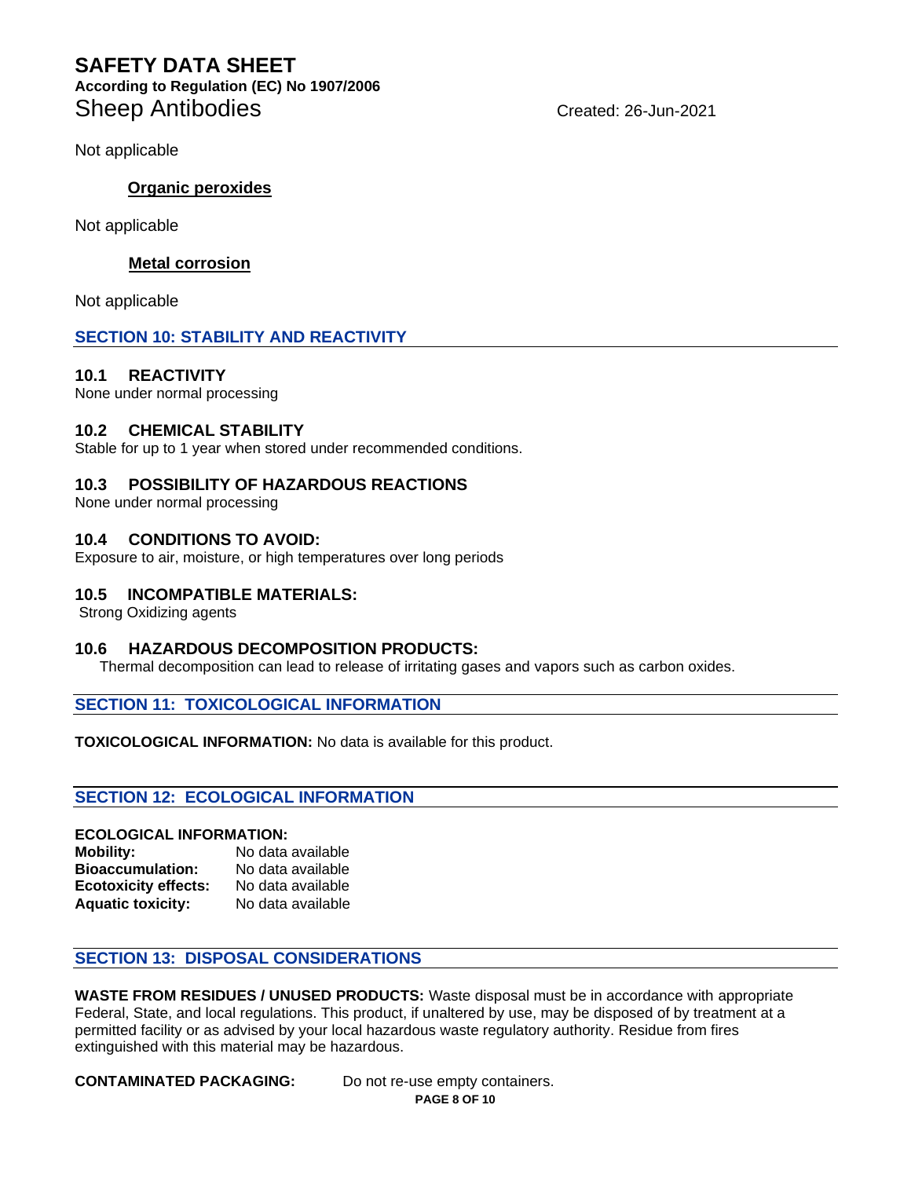Not applicable

#### Organic peroxides

Not applicable

#### Metal corrosion

Not applicable

## SECTION 10: STABILITY AND REACTIVITY

### 10.1 REACTIVITY

None under normal processing

### 10.2 CHEMICAL STABILITY

Stable for up to 1 year when stored under recommended conditions.

### 10.3 POSSIBILITY OF HAZARDOUS REACTIONS

None under normal processing

### 10.4 CONDITIONS TO AVOID:

Exposure to air, moisture, or high temperatures over long periods

### 10.5 INCOMPATIBLE MATERIALS:

Strong Oxidizing agents

### 10.6 HAZARDOUS DECOMPOSITION PRODUCTS:

Thermal decomposition can lead to release of irritating gases and vapors such as carbon oxides.

## SECTION 11: TOXICOLOGICAL INFORMATION

**TOXICOLOGICAL INFORMATION:** No data is available for this product.

## SECTION 12: ECOLOGICAL INFORMATION

**ECOLOGICAL INFORMATION:**

| | |
|---|---|
| **Mobility:** | No data available |
| **Bioaccumulation:** | No data available |
| **Ecotoxicity effects:** | No data available |
| **Aquatic toxicity:** | No data available |

## SECTION 13: DISPOSAL CONSIDERATIONS

**WASTE FROM RESIDUES / UNUSED PRODUCTS:** Waste disposal must be in accordance with appropriate Federal, State, and local regulations. This product, if unaltered by use, may be disposed of by treatment at a permitted facility or as advised by your local hazardous waste regulatory authority. Residue from fires extinguished with this material may be hazardous.

**CONTAMINATED PACKAGING:** Do not re-use empty containers.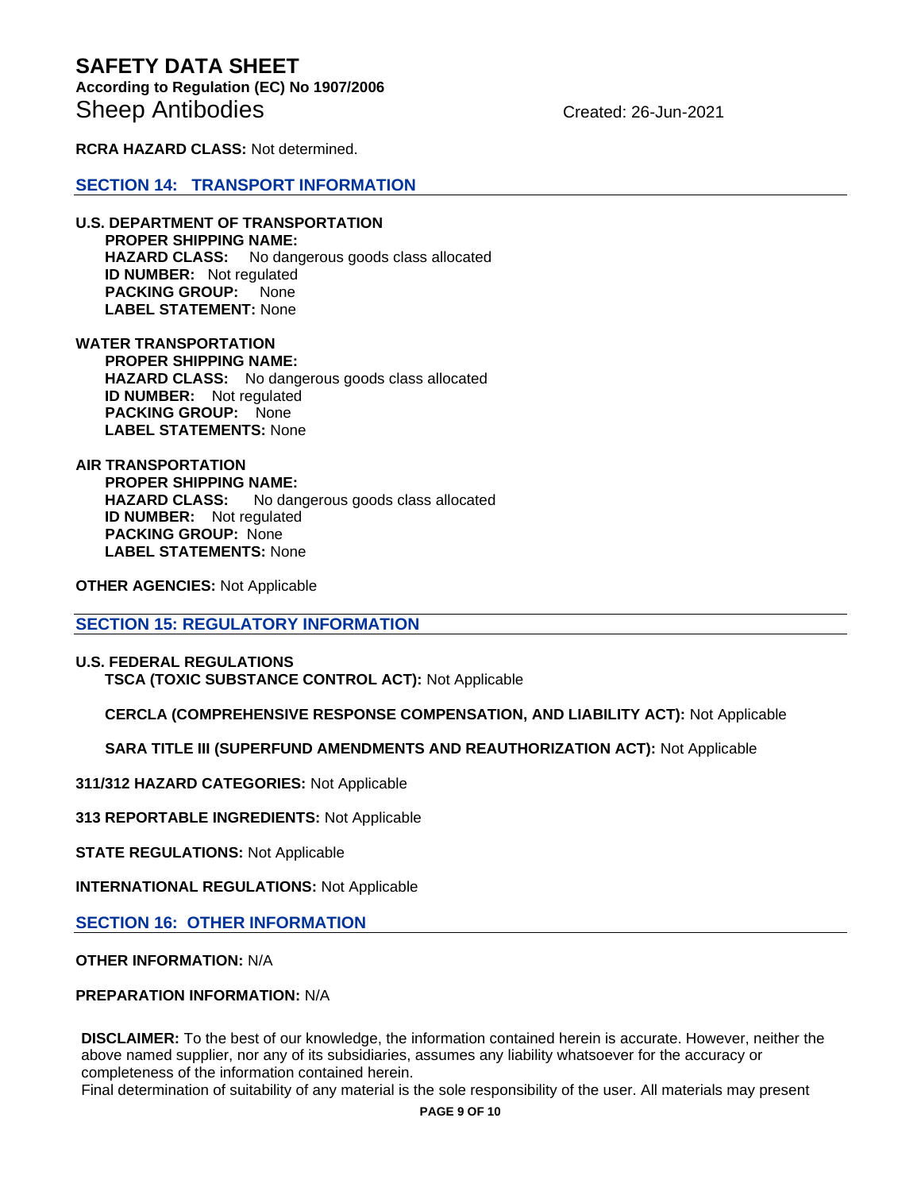**RCRA HAZARD CLASS:** Not determined.

## SECTION 14: TRANSPORT INFORMATION

**U.S. DEPARTMENT OF TRANSPORTATION**

**PROPER SHIPPING NAME:**
**HAZARD CLASS:** No dangerous goods class allocated
**ID NUMBER:** Not regulated
**PACKING GROUP:** None
**LABEL STATEMENT:** None

**WATER TRANSPORTATION**

**PROPER SHIPPING NAME:**
**HAZARD CLASS:** No dangerous goods class allocated
**ID NUMBER:** Not regulated
**PACKING GROUP:** None
**LABEL STATEMENTS:** None

**AIR TRANSPORTATION**

**PROPER SHIPPING NAME:**
**HAZARD CLASS:** No dangerous goods class allocated
**ID NUMBER:** Not regulated
**PACKING GROUP:** None
**LABEL STATEMENTS:** None

**OTHER AGENCIES:** Not Applicable

## SECTION 15: REGULATORY INFORMATION

**U.S. FEDERAL REGULATIONS**

**TSCA (TOXIC SUBSTANCE CONTROL ACT):** Not Applicable

**CERCLA (COMPREHENSIVE RESPONSE COMPENSATION, AND LIABILITY ACT):** Not Applicable

**SARA TITLE III (SUPERFUND AMENDMENTS AND REAUTHORIZATION ACT):** Not Applicable

**311/312 HAZARD CATEGORIES:** Not Applicable

**313 REPORTABLE INGREDIENTS:** Not Applicable

**STATE REGULATIONS:** Not Applicable

**INTERNATIONAL REGULATIONS:** Not Applicable

## SECTION 16: OTHER INFORMATION

**OTHER INFORMATION:** N/A

**PREPARATION INFORMATION:** N/A

**DISCLAIMER:** To the best of our knowledge, the information contained herein is accurate. However, neither the above named supplier, nor any of its subsidiaries, assumes any liability whatsoever for the accuracy or completeness of the information contained herein.
Final determination of suitability of any material is the sole responsibility of the user. All materials may present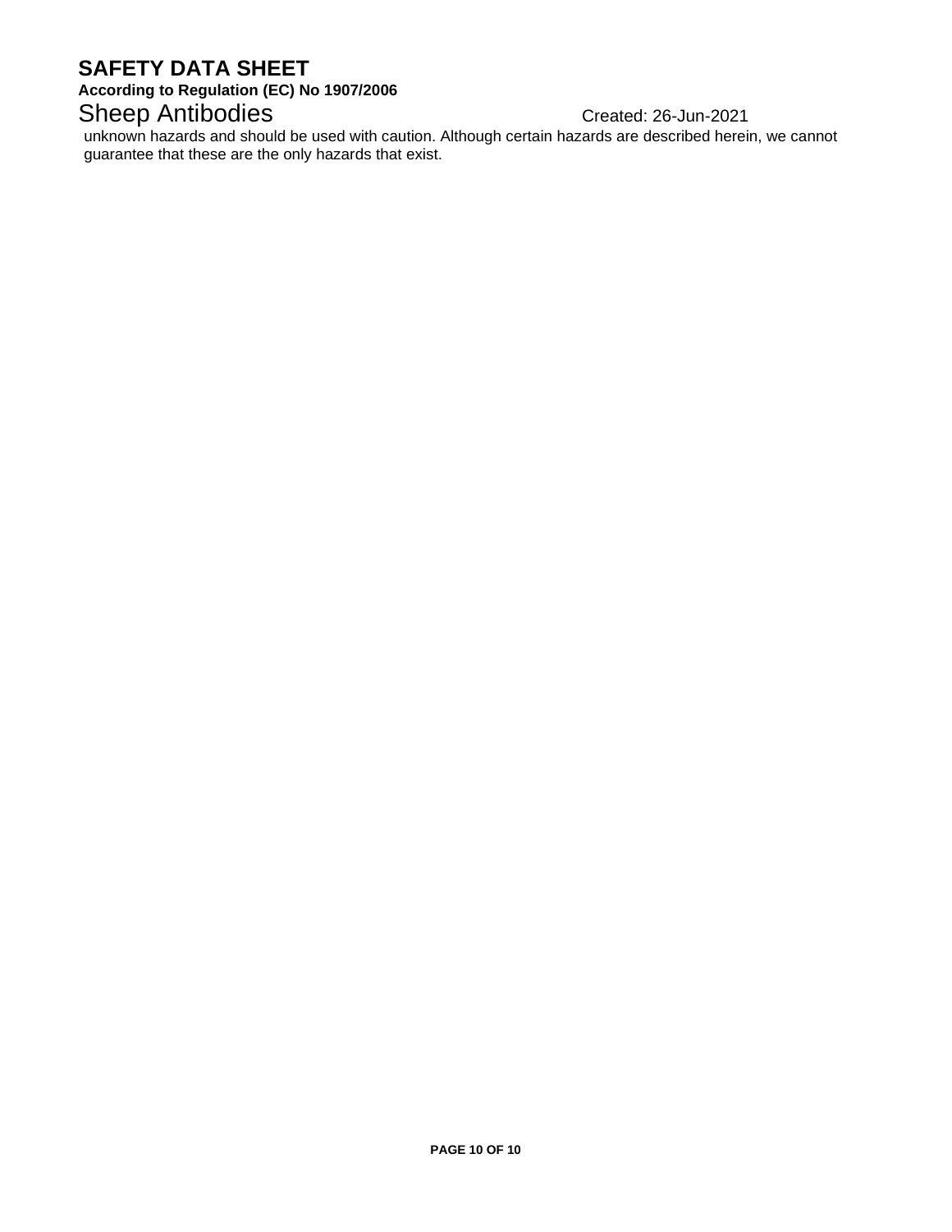unknown hazards and should be used with caution. Although certain hazards are described herein, we cannot guarantee that these are the only hazards that exist.